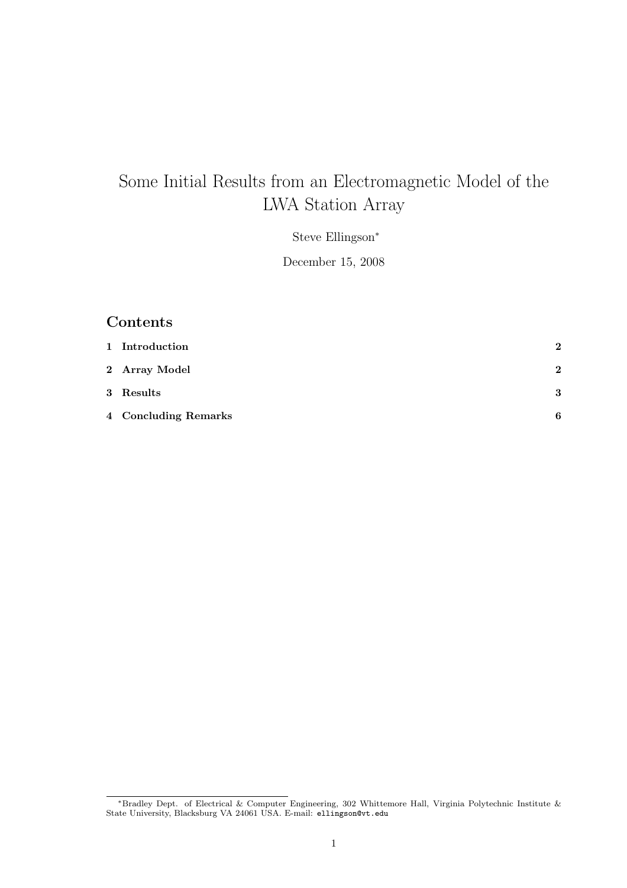# Some Initial Results from an Electromagnetic Model of the LWA Station Array

Steve Ellingson[*]

December 15, 2008

## Contents

| | | |
|---|---|---|
| **1** | **Introduction** | **2** |
| **2** | **Array Model** | **2** |
| **3** | **Results** | **3** |
| **4** | **Concluding Remarks** | **6** |

---

[*]Bradley Dept. of Electrical & Computer Engineering, 302 Whittemore Hall, Virginia Polytechnic Institute & State University, Blacksburg VA 24061 USA. E-mail: `ellingson@vt.edu`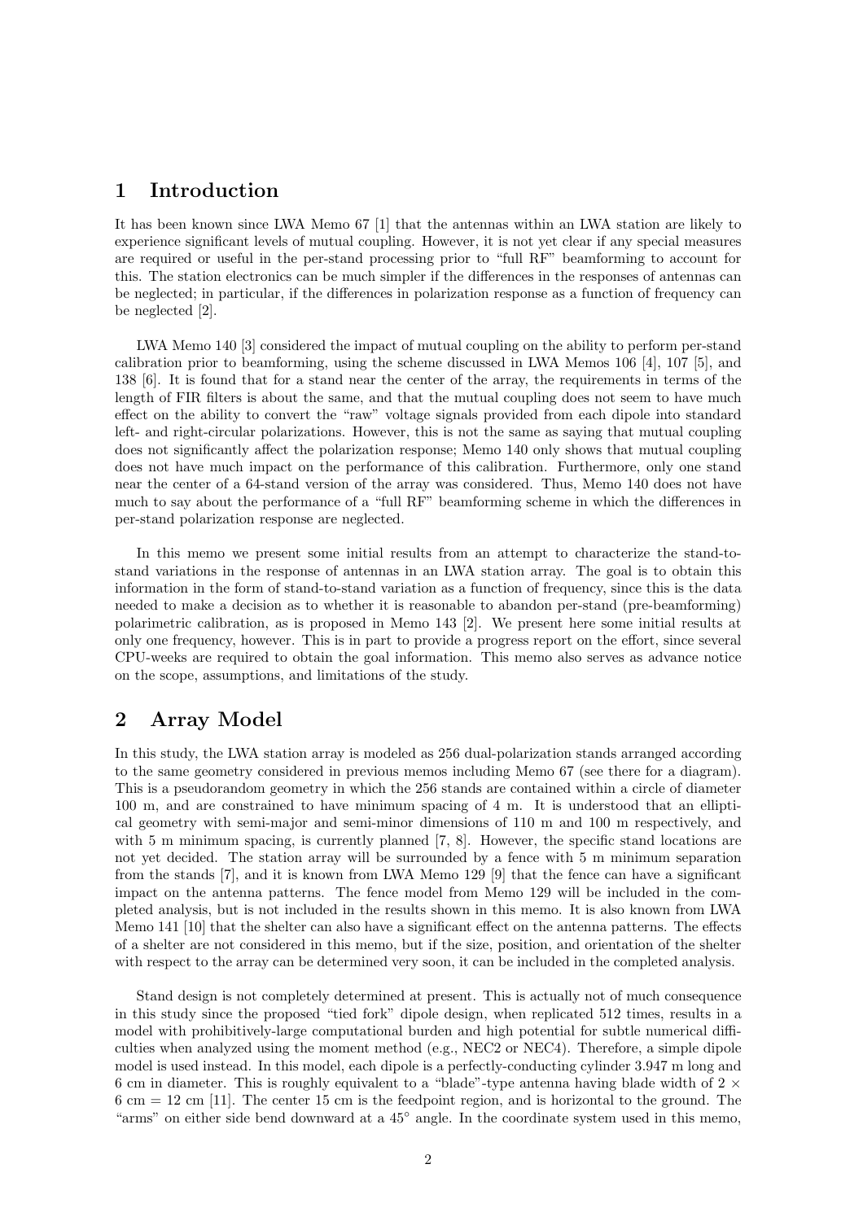## 1 Introduction

It has been known since LWA Memo 67 [1] that the antennas within an LWA station are likely to experience significant levels of mutual coupling. However, it is not yet clear if any special measures are required or useful in the per-stand processing prior to "full RF" beamforming to account for this. The station electronics can be much simpler if the differences in the responses of antennas can be neglected; in particular, if the differences in polarization response as a function of frequency can be neglected [2].

LWA Memo 140 [3] considered the impact of mutual coupling on the ability to perform per-stand calibration prior to beamforming, using the scheme discussed in LWA Memos 106 [4], 107 [5], and 138 [6]. It is found that for a stand near the center of the array, the requirements in terms of the length of FIR filters is about the same, and that the mutual coupling does not seem to have much effect on the ability to convert the "raw" voltage signals provided from each dipole into standard left- and right-circular polarizations. However, this is not the same as saying that mutual coupling does not significantly affect the polarization response; Memo 140 only shows that mutual coupling does not have much impact on the performance of this calibration. Furthermore, only one stand near the center of a 64-stand version of the array was considered. Thus, Memo 140 does not have much to say about the performance of a "full RF" beamforming scheme in which the differences in per-stand polarization response are neglected.

In this memo we present some initial results from an attempt to characterize the stand-to-stand variations in the response of antennas in an LWA station array. The goal is to obtain this information in the form of stand-to-stand variation as a function of frequency, since this is the data needed to make a decision as to whether it is reasonable to abandon per-stand (pre-beamforming) polarimetric calibration, as is proposed in Memo 143 [2]. We present here some initial results at only one frequency, however. This is in part to provide a progress report on the effort, since several CPU-weeks are required to obtain the goal information. This memo also serves as advance notice on the scope, assumptions, and limitations of the study.

## 2 Array Model

In this study, the LWA station array is modeled as 256 dual-polarization stands arranged according to the same geometry considered in previous memos including Memo 67 (see there for a diagram). This is a pseudorandom geometry in which the 256 stands are contained within a circle of diameter 100 m, and are constrained to have minimum spacing of 4 m. It is understood that an elliptical geometry with semi-major and semi-minor dimensions of 110 m and 100 m respectively, and with 5 m minimum spacing, is currently planned [7, 8]. However, the specific stand locations are not yet decided. The station array will be surrounded by a fence with 5 m minimum separation from the stands [7], and it is known from LWA Memo 129 [9] that the fence can have a significant impact on the antenna patterns. The fence model from Memo 129 will be included in the completed analysis, but is not included in the results shown in this memo. It is also known from LWA Memo 141 [10] that the shelter can also have a significant effect on the antenna patterns. The effects of a shelter are not considered in this memo, but if the size, position, and orientation of the shelter with respect to the array can be determined very soon, it can be included in the completed analysis.

Stand design is not completely determined at present. This is actually not of much consequence in this study since the proposed "tied fork" dipole design, when replicated 512 times, results in a model with prohibitively-large computational burden and high potential for subtle numerical difficulties when analyzed using the moment method (e.g., NEC2 or NEC4). Therefore, a simple dipole model is used instead. In this model, each dipole is a perfectly-conducting cylinder 3.947 m long and 6 cm in diameter. This is roughly equivalent to a "blade"-type antenna having blade width of 2 × 6 cm = 12 cm [11]. The center 15 cm is the feedpoint region, and is horizontal to the ground. The "arms" on either side bend downward at a 45° angle. In the coordinate system used in this memo,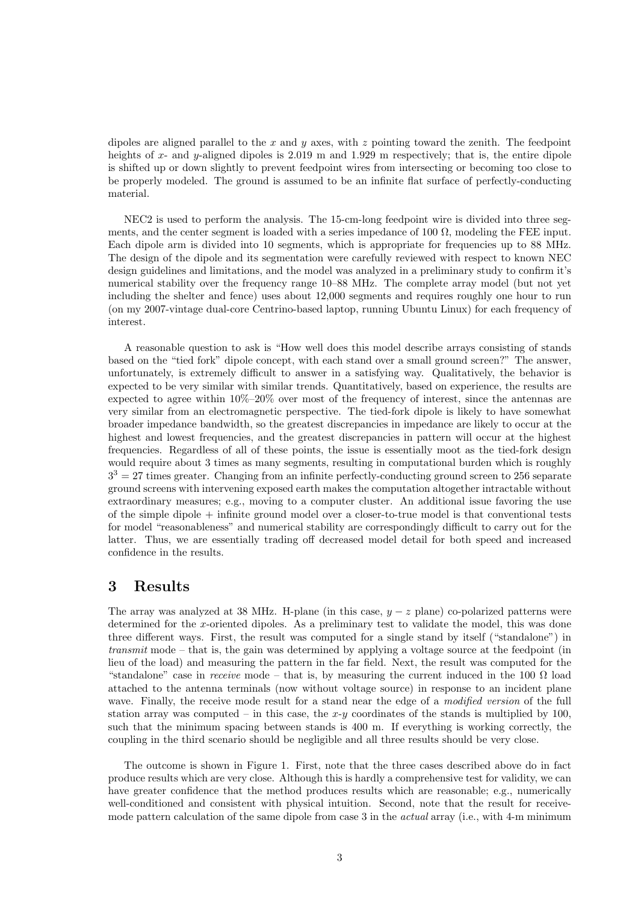dipoles are aligned parallel to the $x$ and $y$ axes, with $z$ pointing toward the zenith. The feedpoint heights of $x$- and $y$-aligned dipoles is 2.019 m and 1.929 m respectively; that is, the entire dipole is shifted up or down slightly to prevent feedpoint wires from intersecting or becoming too close to be properly modeled. The ground is assumed to be an infinite flat surface of perfectly-conducting material.

NEC2 is used to perform the analysis. The 15-cm-long feedpoint wire is divided into three segments, and the center segment is loaded with a series impedance of 100 Ω, modeling the FEE input. Each dipole arm is divided into 10 segments, which is appropriate for frequencies up to 88 MHz. The design of the dipole and its segmentation were carefully reviewed with respect to known NEC design guidelines and limitations, and the model was analyzed in a preliminary study to confirm it's numerical stability over the frequency range 10–88 MHz. The complete array model (but not yet including the shelter and fence) uses about 12,000 segments and requires roughly one hour to run (on my 2007-vintage dual-core Centrino-based laptop, running Ubuntu Linux) for each frequency of interest.

A reasonable question to ask is "How well does this model describe arrays consisting of stands based on the "tied fork" dipole concept, with each stand over a small ground screen?" The answer, unfortunately, is extremely difficult to answer in a satisfying way. Qualitatively, the behavior is expected to be very similar with similar trends. Quantitatively, based on experience, the results are expected to agree within 10%–20% over most of the frequency of interest, since the antennas are very similar from an electromagnetic perspective. The tied-fork dipole is likely to have somewhat broader impedance bandwidth, so the greatest discrepancies in impedance are likely to occur at the highest and lowest frequencies, and the greatest discrepancies in pattern will occur at the highest frequencies. Regardless of all of these points, the issue is essentially moot as the tied-fork design would require about 3 times as many segments, resulting in computational burden which is roughly $3^3 = 27$ times greater. Changing from an infinite perfectly-conducting ground screen to 256 separate ground screens with intervening exposed earth makes the computation altogether intractable without extraordinary measures; e.g., moving to a computer cluster. An additional issue favoring the use of the simple dipole + infinite ground model over a closer-to-true model is that conventional tests for model "reasonableness" and numerical stability are correspondingly difficult to carry out for the latter. Thus, we are essentially trading off decreased model detail for both speed and increased confidence in the results.

# 3 Results

The array was analyzed at 38 MHz. H-plane (in this case, $y-z$ plane) co-polarized patterns were determined for the $x$-oriented dipoles. As a preliminary test to validate the model, this was done three different ways. First, the result was computed for a single stand by itself ("standalone") in *transmit* mode – that is, the gain was determined by applying a voltage source at the feedpoint (in lieu of the load) and measuring the pattern in the far field. Next, the result was computed for the "standalone" case in *receive* mode – that is, by measuring the current induced in the 100 Ω load attached to the antenna terminals (now without voltage source) in response to an incident plane wave. Finally, the receive mode result for a stand near the edge of a *modified version* of the full station array was computed – in this case, the $x$-$y$ coordinates of the stands is multiplied by 100, such that the minimum spacing between stands is 400 m. If everything is working correctly, the coupling in the third scenario should be negligible and all three results should be very close.

The outcome is shown in Figure 1. First, note that the three cases described above do in fact produce results which are very close. Although this is hardly a comprehensive test for validity, we can have greater confidence that the method produces results which are reasonable; e.g., numerically well-conditioned and consistent with physical intuition. Second, note that the result for receive-mode pattern calculation of the same dipole from case 3 in the *actual* array (i.e., with 4-m minimum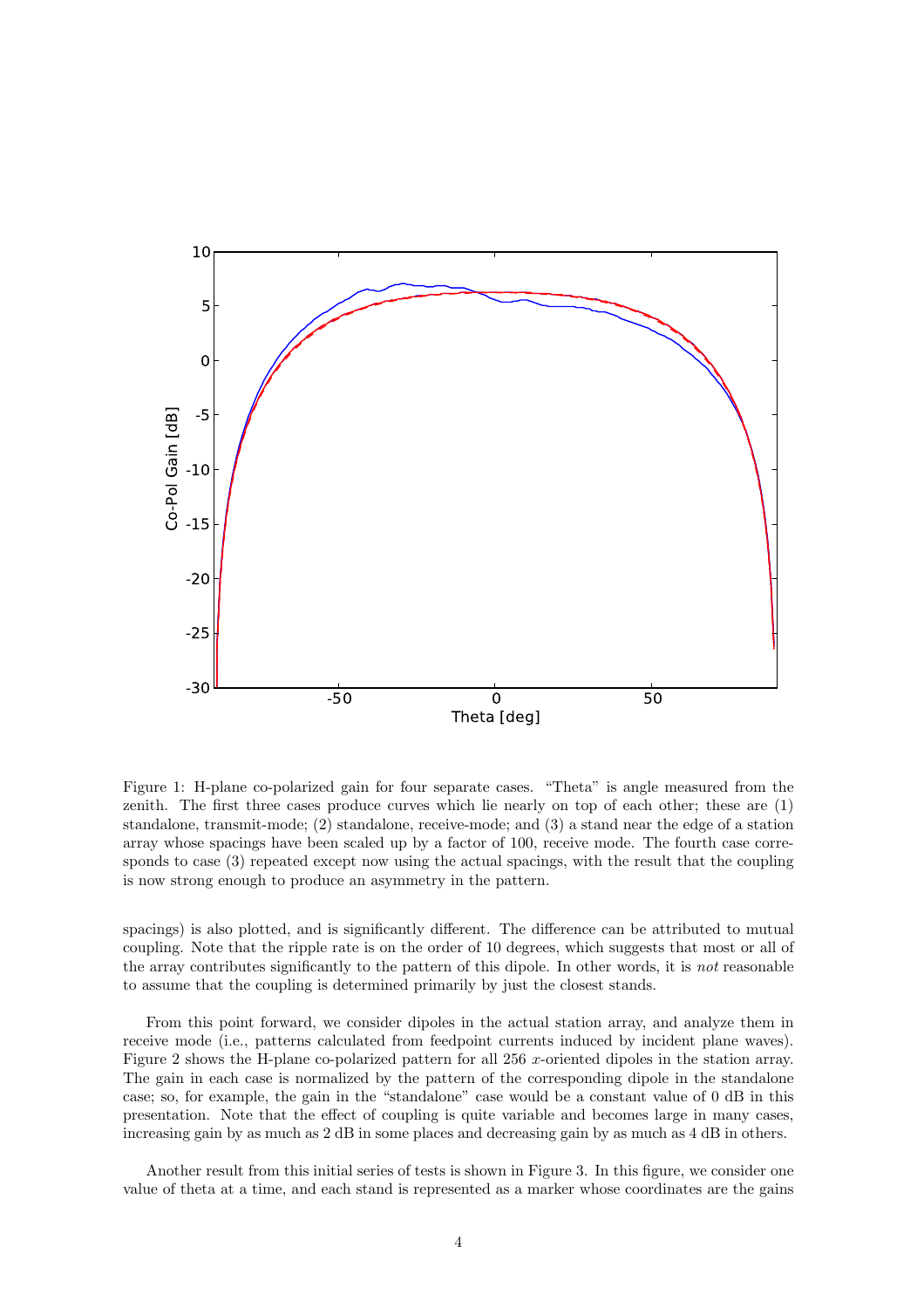Figure 1: H-plane co-polarized gain for four separate cases. "Theta" is angle measured from the zenith. The first three cases produce curves which lie nearly on top of each other; these are (1) standalone, transmit-mode; (2) standalone, receive-mode; and (3) a stand near the edge of a station array whose spacings have been scaled up by a factor of 100, receive mode. The fourth case corresponds to case (3) repeated except now using the actual spacings, with the result that the coupling is now strong enough to produce an asymmetry in the pattern.

spacings) is also plotted, and is significantly different. The difference can be attributed to mutual coupling. Note that the ripple rate is on the order of 10 degrees, which suggests that most or all of the array contributes significantly to the pattern of this dipole. In other words, it is *not* reasonable to assume that the coupling is determined primarily by just the closest stands.

From this point forward, we consider dipoles in the actual station array, and analyze them in receive mode (i.e., patterns calculated from feedpoint currents induced by incident plane waves). Figure 2 shows the H-plane co-polarized pattern for all 256 $x$-oriented dipoles in the station array. The gain in each case is normalized by the pattern of the corresponding dipole in the standalone case; so, for example, the gain in the "standalone" case would be a constant value of 0 dB in this presentation. Note that the effect of coupling is quite variable and becomes large in many cases, increasing gain by as much as 2 dB in some places and decreasing gain by as much as 4 dB in others.

Another result from this initial series of tests is shown in Figure 3. In this figure, we consider one value of theta at a time, and each stand is represented as a marker whose coordinates are the gains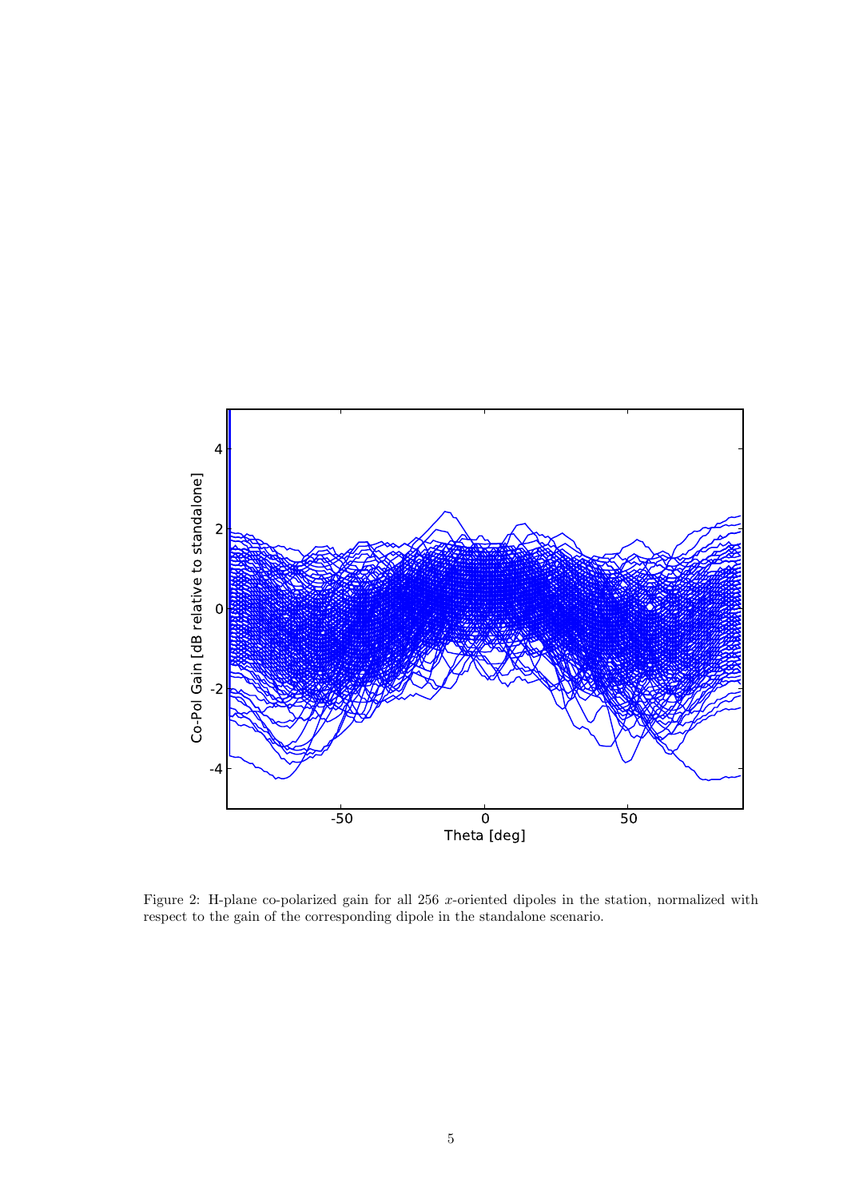Figure 2: H-plane co-polarized gain for all 256 $x$-oriented dipoles in the station, normalized with respect to the gain of the corresponding dipole in the standalone scenario.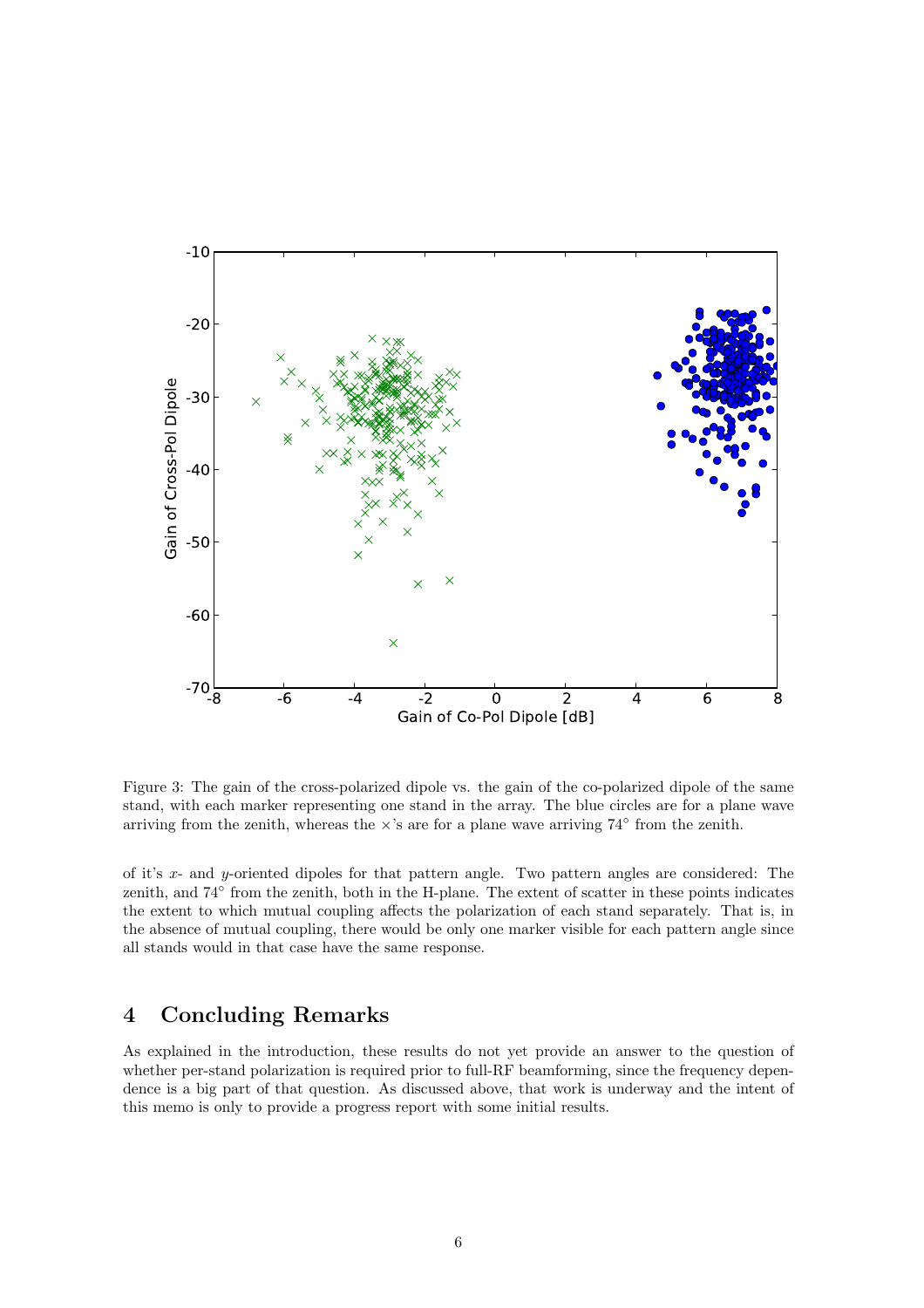Figure 3: The gain of the cross-polarized dipole vs. the gain of the co-polarized dipole of the same stand, with each marker representing one stand in the array. The blue circles are for a plane wave arriving from the zenith, whereas the ×'s are for a plane wave arriving 74° from the zenith.

of it's $x$- and $y$-oriented dipoles for that pattern angle. Two pattern angles are considered: The zenith, and 74° from the zenith, both in the H-plane. The extent of scatter in these points indicates the extent to which mutual coupling affects the polarization of each stand separately. That is, in the absence of mutual coupling, there would be only one marker visible for each pattern angle since all stands would in that case have the same response.

# 4 Concluding Remarks

As explained in the introduction, these results do not yet provide an answer to the question of whether per-stand polarization is required prior to full-RF beamforming, since the frequency dependence is a big part of that question. As discussed above, that work is underway and the intent of this memo is only to provide a progress report with some initial results.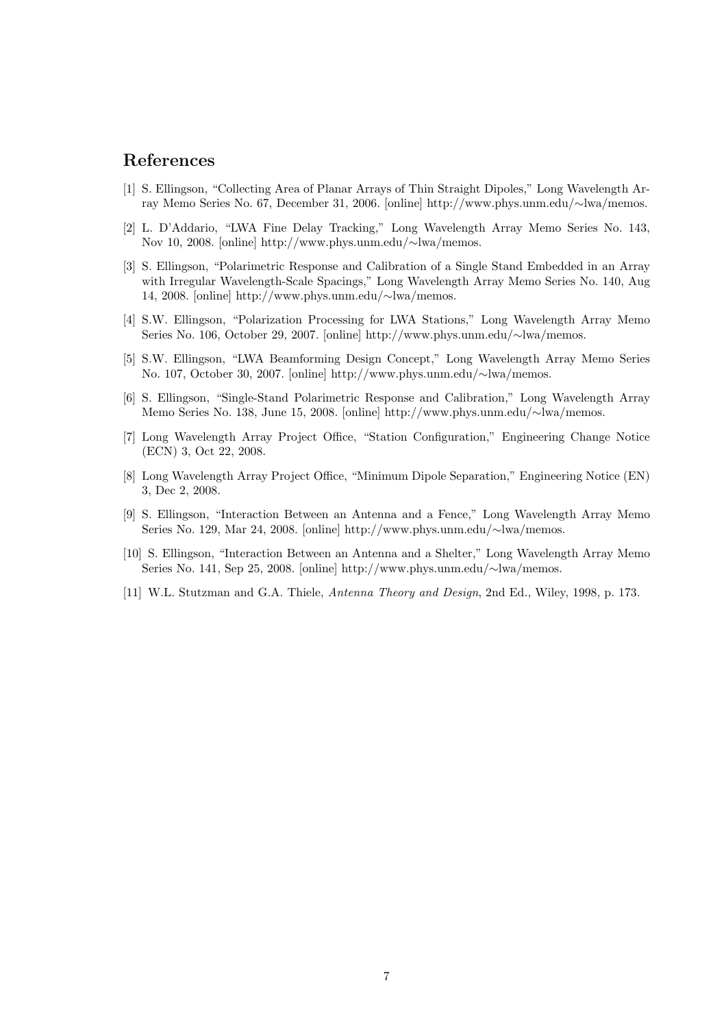## References

[1] S. Ellingson, "Collecting Area of Planar Arrays of Thin Straight Dipoles," Long Wavelength Array Memo Series No. 67, December 31, 2006. [online] http://www.phys.unm.edu/∼lwa/memos.

[2] L. D'Addario, "LWA Fine Delay Tracking," Long Wavelength Array Memo Series No. 143, Nov 10, 2008. [online] http://www.phys.unm.edu/∼lwa/memos.

[3] S. Ellingson, "Polarimetric Response and Calibration of a Single Stand Embedded in an Array with Irregular Wavelength-Scale Spacings," Long Wavelength Array Memo Series No. 140, Aug 14, 2008. [online] http://www.phys.unm.edu/∼lwa/memos.

[4] S.W. Ellingson, "Polarization Processing for LWA Stations," Long Wavelength Array Memo Series No. 106, October 29, 2007. [online] http://www.phys.unm.edu/∼lwa/memos.

[5] S.W. Ellingson, "LWA Beamforming Design Concept," Long Wavelength Array Memo Series No. 107, October 30, 2007. [online] http://www.phys.unm.edu/∼lwa/memos.

[6] S. Ellingson, "Single-Stand Polarimetric Response and Calibration," Long Wavelength Array Memo Series No. 138, June 15, 2008. [online] http://www.phys.unm.edu/∼lwa/memos.

[7] Long Wavelength Array Project Office, "Station Configuration," Engineering Change Notice (ECN) 3, Oct 22, 2008.

[8] Long Wavelength Array Project Office, "Minimum Dipole Separation," Engineering Notice (EN) 3, Dec 2, 2008.

[9] S. Ellingson, "Interaction Between an Antenna and a Fence," Long Wavelength Array Memo Series No. 129, Mar 24, 2008. [online] http://www.phys.unm.edu/∼lwa/memos.

[10] S. Ellingson, "Interaction Between an Antenna and a Shelter," Long Wavelength Array Memo Series No. 141, Sep 25, 2008. [online] http://www.phys.unm.edu/∼lwa/memos.

[11] W.L. Stutzman and G.A. Thiele, *Antenna Theory and Design*, 2nd Ed., Wiley, 1998, p. 173.